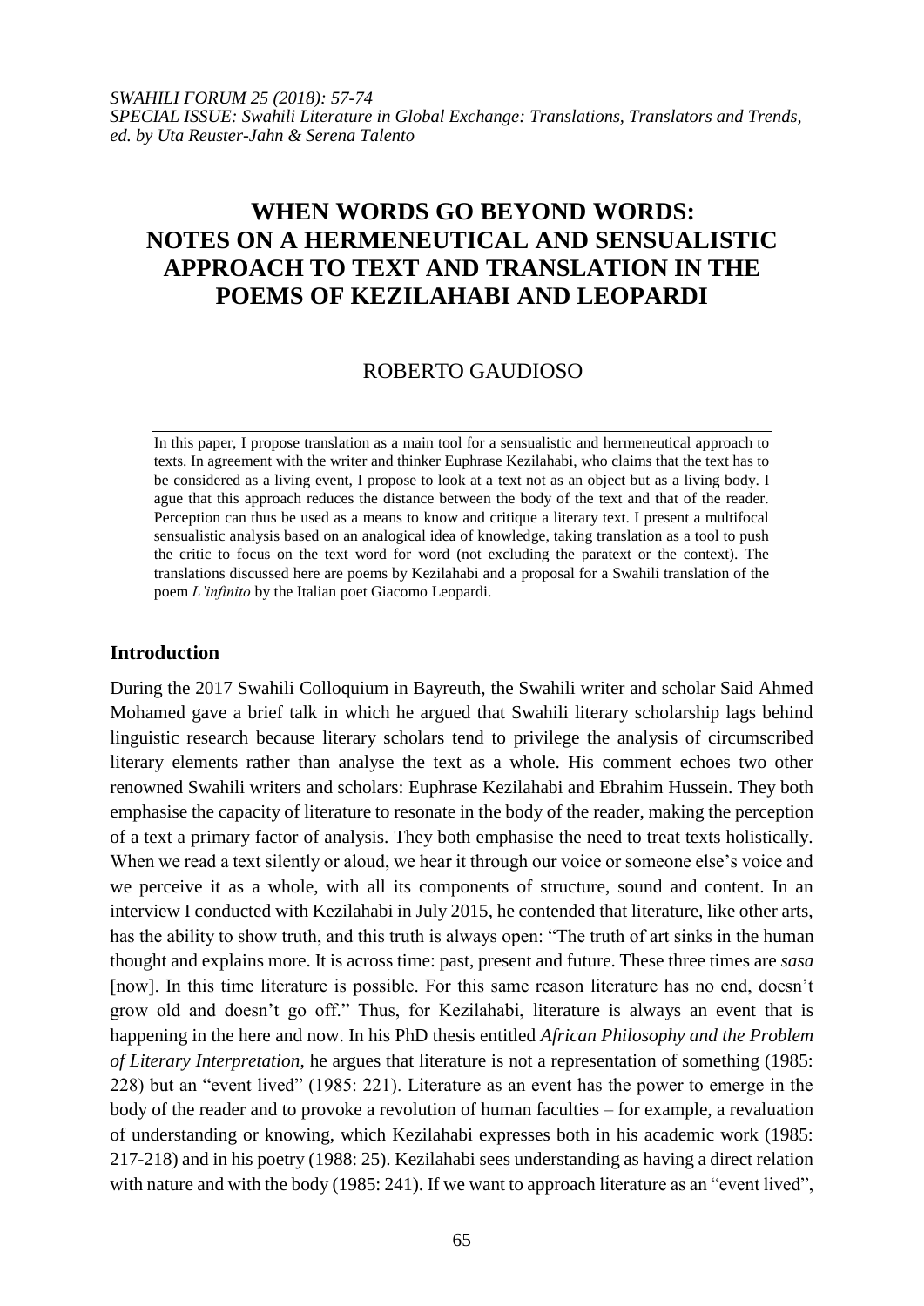*SWAHILI FORUM 25 (2018): 57-74*
*SPECIAL ISSUE: Swahili Literature in Global Exchange: Translations, Translators and Trends, ed. by Uta Reuster-Jahn & Serena Talento*

# WHEN WORDS GO BEYOND WORDS: NOTES ON A HERMENEUTICAL AND SENSUALISTIC APPROACH TO TEXT AND TRANSLATION IN THE POEMS OF KEZILAHABI AND LEOPARDI

ROBERTO GAUDIOSO

In this paper, I propose translation as a main tool for a sensualistic and hermeneutical approach to texts. In agreement with the writer and thinker Euphrase Kezilahabi, who claims that the text has to be considered as a living event, I propose to look at a text not as an object but as a living body. I ague that this approach reduces the distance between the body of the text and that of the reader. Perception can thus be used as a means to know and critique a literary text. I present a multifocal sensualistic analysis based on an analogical idea of knowledge, taking translation as a tool to push the critic to focus on the text word for word (not excluding the paratext or the context). The translations discussed here are poems by Kezilahabi and a proposal for a Swahili translation of the poem *L'infinito* by the Italian poet Giacomo Leopardi.

## Introduction

During the 2017 Swahili Colloquium in Bayreuth, the Swahili writer and scholar Said Ahmed Mohamed gave a brief talk in which he argued that Swahili literary scholarship lags behind linguistic research because literary scholars tend to privilege the analysis of circumscribed literary elements rather than analyse the text as a whole. His comment echoes two other renowned Swahili writers and scholars: Euphrase Kezilahabi and Ebrahim Hussein. They both emphasise the capacity of literature to resonate in the body of the reader, making the perception of a text a primary factor of analysis. They both emphasise the need to treat texts holistically. When we read a text silently or aloud, we hear it through our voice or someone else's voice and we perceive it as a whole, with all its components of structure, sound and content. In an interview I conducted with Kezilahabi in July 2015, he contended that literature, like other arts, has the ability to show truth, and this truth is always open: "The truth of art sinks in the human thought and explains more. It is across time: past, present and future. These three times are *sasa* [now]. In this time literature is possible. For this same reason literature has no end, doesn't grow old and doesn't go off." Thus, for Kezilahabi, literature is always an event that is happening in the here and now. In his PhD thesis entitled *African Philosophy and the Problem of Literary Interpretation*, he argues that literature is not a representation of something (1985: 228) but an "event lived" (1985: 221). Literature as an event has the power to emerge in the body of the reader and to provoke a revolution of human faculties – for example, a revaluation of understanding or knowing, which Kezilahabi expresses both in his academic work (1985: 217-218) and in his poetry (1988: 25). Kezilahabi sees understanding as having a direct relation with nature and with the body (1985: 241). If we want to approach literature as an "event lived",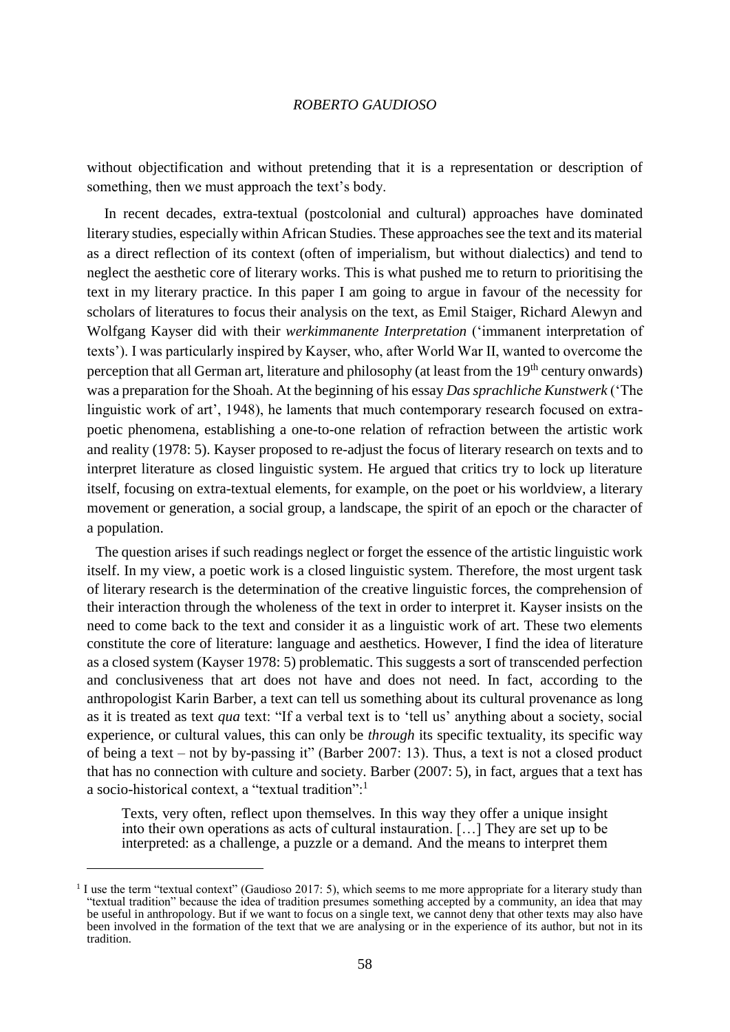without objectification and without pretending that it is a representation or description of something, then we must approach the text's body.

In recent decades, extra-textual (postcolonial and cultural) approaches have dominated literary studies, especially within African Studies. These approaches see the text and its material as a direct reflection of its context (often of imperialism, but without dialectics) and tend to neglect the aesthetic core of literary works. This is what pushed me to return to prioritising the text in my literary practice. In this paper I am going to argue in favour of the necessity for scholars of literatures to focus their analysis on the text, as Emil Staiger, Richard Alewyn and Wolfgang Kayser did with their *werkimmanente Interpretation* ('immanent interpretation of texts'). I was particularly inspired by Kayser, who, after World War II, wanted to overcome the perception that all German art, literature and philosophy (at least from the 19th century onwards) was a preparation for the Shoah. At the beginning of his essay *Das sprachliche Kunstwerk* ('The linguistic work of art', 1948), he laments that much contemporary research focused on extra-poetic phenomena, establishing a one-to-one relation of refraction between the artistic work and reality (1978: 5). Kayser proposed to re-adjust the focus of literary research on texts and to interpret literature as closed linguistic system. He argued that critics try to lock up literature itself, focusing on extra-textual elements, for example, on the poet or his worldview, a literary movement or generation, a social group, a landscape, the spirit of an epoch or the character of a population.

The question arises if such readings neglect or forget the essence of the artistic linguistic work itself. In my view, a poetic work is a closed linguistic system. Therefore, the most urgent task of literary research is the determination of the creative linguistic forces, the comprehension of their interaction through the wholeness of the text in order to interpret it. Kayser insists on the need to come back to the text and consider it as a linguistic work of art. These two elements constitute the core of literature: language and aesthetics. However, I find the idea of literature as a closed system (Kayser 1978: 5) problematic. This suggests a sort of transcended perfection and conclusiveness that art does not have and does not need. In fact, according to the anthropologist Karin Barber, a text can tell us something about its cultural provenance as long as it is treated as text *qua* text: "If a verbal text is to 'tell us' anything about a society, social experience, or cultural values, this can only be *through* its specific textuality, its specific way of being a text – not by by-passing it" (Barber 2007: 13). Thus, a text is not a closed product that has no connection with culture and society. Barber (2007: 5), in fact, argues that a text has a socio-historical context, a "textual tradition":[1]

> Texts, very often, reflect upon themselves. In this way they offer a unique insight into their own operations as acts of cultural instauration. […] They are set up to be interpreted: as a challenge, a puzzle or a demand. And the means to interpret them

[1] I use the term "textual context" (Gaudioso 2017: 5), which seems to me more appropriate for a literary study than "textual tradition" because the idea of tradition presumes something accepted by a community, an idea that may be useful in anthropology. But if we want to focus on a single text, we cannot deny that other texts may also have been involved in the formation of the text that we are analysing or in the experience of its author, but not in its tradition.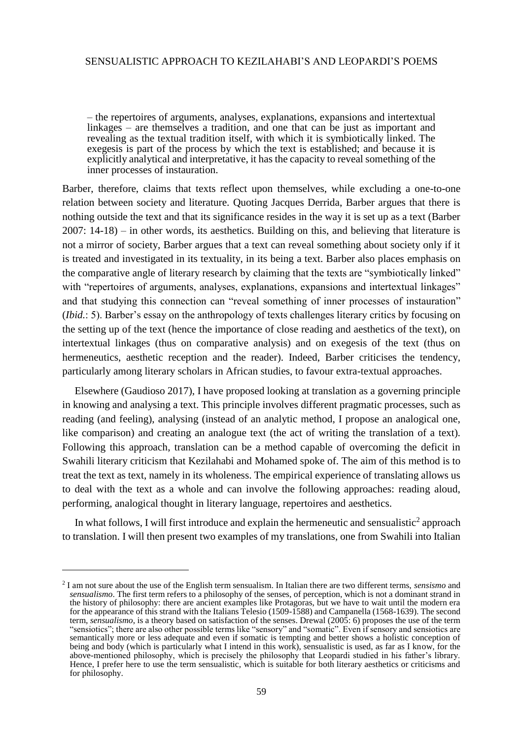> – the repertoires of arguments, analyses, explanations, expansions and intertextual linkages – are themselves a tradition, and one that can be just as important and revealing as the textual tradition itself, with which it is symbiotically linked. The exegesis is part of the process by which the text is established; and because it is explicitly analytical and interpretative, it has the capacity to reveal something of the inner processes of instauration.

Barber, therefore, claims that texts reflect upon themselves, while excluding a one-to-one relation between society and literature. Quoting Jacques Derrida, Barber argues that there is nothing outside the text and that its significance resides in the way it is set up as a text (Barber 2007: 14-18) – in other words, its aesthetics. Building on this, and believing that literature is not a mirror of society, Barber argues that a text can reveal something about society only if it is treated and investigated in its textuality, in its being a text. Barber also places emphasis on the comparative angle of literary research by claiming that the texts are "symbiotically linked" with "repertoires of arguments, analyses, explanations, expansions and intertextual linkages" and that studying this connection can "reveal something of inner processes of instauration" (*Ibid.*: 5). Barber's essay on the anthropology of texts challenges literary critics by focusing on the setting up of the text (hence the importance of close reading and aesthetics of the text), on intertextual linkages (thus on comparative analysis) and on exegesis of the text (thus on hermeneutics, aesthetic reception and the reader). Indeed, Barber criticises the tendency, particularly among literary scholars in African studies, to favour extra-textual approaches.

Elsewhere (Gaudioso 2017), I have proposed looking at translation as a governing principle in knowing and analysing a text. This principle involves different pragmatic processes, such as reading (and feeling), analysing (instead of an analytic method, I propose an analogical one, like comparison) and creating an analogue text (the act of writing the translation of a text). Following this approach, translation can be a method capable of overcoming the deficit in Swahili literary criticism that Kezilahabi and Mohamed spoke of. The aim of this method is to treat the text as text, namely in its wholeness. The empirical experience of translating allows us to deal with the text as a whole and can involve the following approaches: reading aloud, performing, analogical thought in literary language, repertoires and aesthetics.

In what follows, I will first introduce and explain the hermeneutic and sensualistic[2] approach to translation. I will then present two examples of my translations, one from Swahili into Italian

[2] I am not sure about the use of the English term sensualism. In Italian there are two different terms, *sensismo* and *sensualismo*. The first term refers to a philosophy of the senses, of perception, which is not a dominant strand in the history of philosophy: there are ancient examples like Protagoras, but we have to wait until the modern era for the appearance of this strand with the Italians Telesio (1509-1588) and Campanella (1568-1639). The second term, *sensualismo*, is a theory based on satisfaction of the senses. Drewal (2005: 6) proposes the use of the term "sensiotics"; there are also other possible terms like "sensory" and "somatic". Even if sensory and sensiotics are semantically more or less adequate and even if somatic is tempting and better shows a holistic conception of being and body (which is particularly what I intend in this work), sensualistic is used, as far as I know, for the above-mentioned philosophy, which is precisely the philosophy that Leopardi studied in his father's library. Hence, I prefer here to use the term sensualistic, which is suitable for both literary aesthetics or criticisms and for philosophy.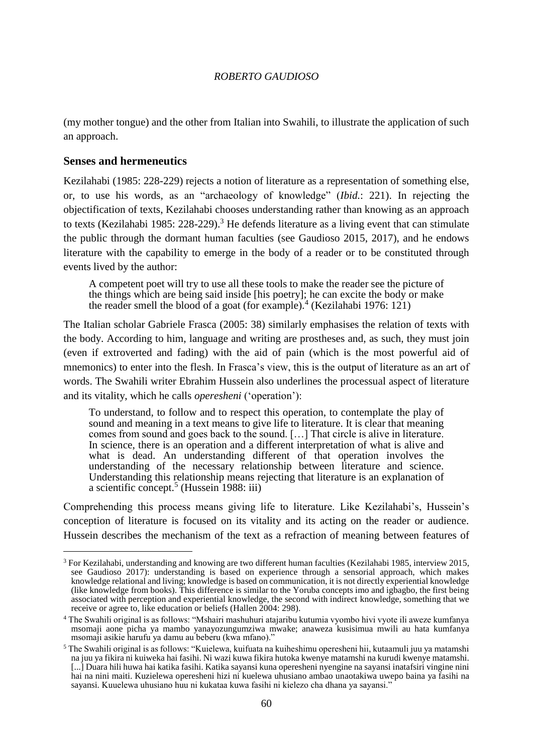(my mother tongue) and the other from Italian into Swahili, to illustrate the application of such an approach.

## Senses and hermeneutics

Kezilahabi (1985: 228-229) rejects a notion of literature as a representation of something else, or, to use his words, as an "archaeology of knowledge" (*Ibid.*: 221). In rejecting the objectification of texts, Kezilahabi chooses understanding rather than knowing as an approach to texts (Kezilahabi 1985: 228-229).[3] He defends literature as a living event that can stimulate the public through the dormant human faculties (see Gaudioso 2015, 2017), and he endows literature with the capability to emerge in the body of a reader or to be constituted through events lived by the author:

> A competent poet will try to use all these tools to make the reader see the picture of the things which are being said inside [his poetry]; he can excite the body or make the reader smell the blood of a goat (for example).[4] (Kezilahabi 1976: 121)

The Italian scholar Gabriele Frasca (2005: 38) similarly emphasises the relation of texts with the body. According to him, language and writing are prostheses and, as such, they must join (even if extroverted and fading) with the aid of pain (which is the most powerful aid of mnemonics) to enter into the flesh. In Frasca's view, this is the output of literature as an art of words. The Swahili writer Ebrahim Hussein also underlines the processual aspect of literature and its vitality, which he calls *operesheni* ('operation'):

> To understand, to follow and to respect this operation, to contemplate the play of sound and meaning in a text means to give life to literature. It is clear that meaning comes from sound and goes back to the sound. […] That circle is alive in literature. In science, there is an operation and a different interpretation of what is alive and what is dead. An understanding different of that operation involves the understanding of the necessary relationship between literature and science. Understanding this relationship means rejecting that literature is an explanation of a scientific concept.[5] (Hussein 1988: iii)

Comprehending this process means giving life to literature. Like Kezilahabi's, Hussein's conception of literature is focused on its vitality and its acting on the reader or audience. Hussein describes the mechanism of the text as a refraction of meaning between features of

---

[3] For Kezilahabi, understanding and knowing are two different human faculties (Kezilahabi 1985, interview 2015, see Gaudioso 2017): understanding is based on experience through a sensorial approach, which makes knowledge relational and living; knowledge is based on communication, it is not directly experiential knowledge (like knowledge from books). This difference is similar to the Yoruba concepts imo and igbagbo, the first being associated with perception and experiential knowledge, the second with indirect knowledge, something that we receive or agree to, like education or beliefs (Hallen 2004: 298).

[4] The Swahili original is as follows: "Mshairi mashuhuri atajaribu kutumia vyombo hivi vyote ili aweze kumfanya msomaji aone picha ya mambo yanayozungumziwa mwake; anaweza kusisimua mwili au hata kumfanya msomaji asikie harufu ya damu au beberu (kwa mfano)."

[5] The Swahili original is as follows: "Kuielewa, kuifuata na kuiheshimu operesheni hii, kutaamuli juu ya matamshi na juu ya fikira ni kuiweka hai fasihi. Ni wazi kuwa fikira hutoka kwenye matamshi na kurudi kwenye matamshi. [...] Duara hili huwa hai katika fasihi. Katika sayansi kuna operesheni nyengine na sayansi inatafsiri vingine nini hai na nini maiti. Kuzielewa operesheni hizi ni kuelewa uhusiano ambao unaotakiwa uwepo baina ya fasihi na sayansi. Kuuelewa uhusiano huu ni kukataa kuwa fasihi ni kielezo cha dhana ya sayansi."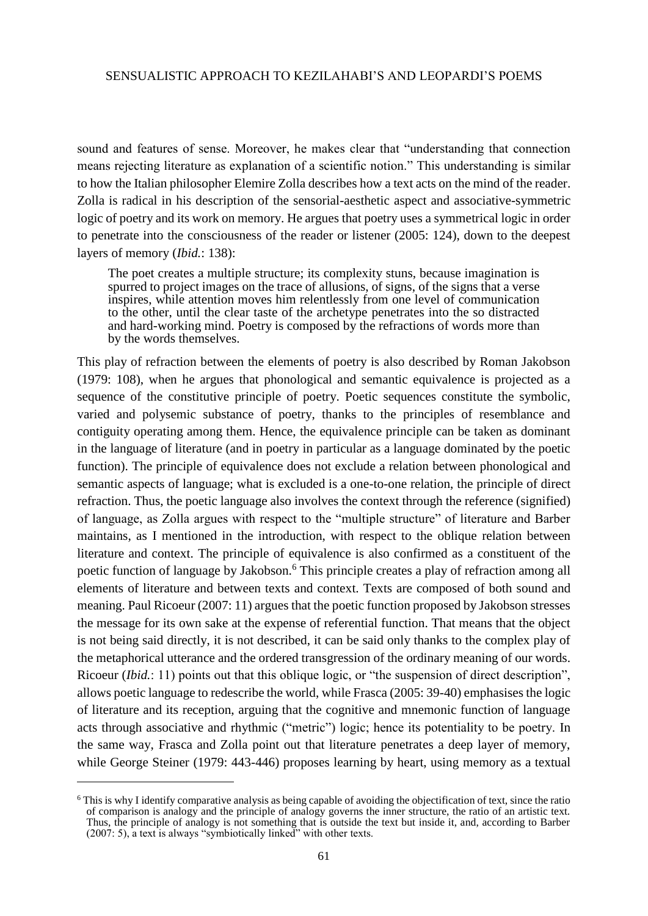sound and features of sense. Moreover, he makes clear that "understanding that connection means rejecting literature as explanation of a scientific notion." This understanding is similar to how the Italian philosopher Elemire Zolla describes how a text acts on the mind of the reader. Zolla is radical in his description of the sensorial-aesthetic aspect and associative-symmetric logic of poetry and its work on memory. He argues that poetry uses a symmetrical logic in order to penetrate into the consciousness of the reader or listener (2005: 124), down to the deepest layers of memory (*Ibid.*: 138):

> The poet creates a multiple structure; its complexity stuns, because imagination is spurred to project images on the trace of allusions, of signs, of the signs that a verse inspires, while attention moves him relentlessly from one level of communication to the other, until the clear taste of the archetype penetrates into the so distracted and hard-working mind. Poetry is composed by the refractions of words more than by the words themselves.

This play of refraction between the elements of poetry is also described by Roman Jakobson (1979: 108), when he argues that phonological and semantic equivalence is projected as a sequence of the constitutive principle of poetry. Poetic sequences constitute the symbolic, varied and polysemic substance of poetry, thanks to the principles of resemblance and contiguity operating among them. Hence, the equivalence principle can be taken as dominant in the language of literature (and in poetry in particular as a language dominated by the poetic function). The principle of equivalence does not exclude a relation between phonological and semantic aspects of language; what is excluded is a one-to-one relation, the principle of direct refraction. Thus, the poetic language also involves the context through the reference (signified) of language, as Zolla argues with respect to the "multiple structure" of literature and Barber maintains, as I mentioned in the introduction, with respect to the oblique relation between literature and context. The principle of equivalence is also confirmed as a constituent of the poetic function of language by Jakobson.[6] This principle creates a play of refraction among all elements of literature and between texts and context. Texts are composed of both sound and meaning. Paul Ricoeur (2007: 11) argues that the poetic function proposed by Jakobson stresses the message for its own sake at the expense of referential function. That means that the object is not being said directly, it is not described, it can be said only thanks to the complex play of the metaphorical utterance and the ordered transgression of the ordinary meaning of our words. Ricoeur (*Ibid.*: 11) points out that this oblique logic, or "the suspension of direct description", allows poetic language to redescribe the world, while Frasca (2005: 39-40) emphasises the logic of literature and its reception, arguing that the cognitive and mnemonic function of language acts through associative and rhythmic ("metric") logic; hence its potentiality to be poetry. In the same way, Frasca and Zolla point out that literature penetrates a deep layer of memory, while George Steiner (1979: 443-446) proposes learning by heart, using memory as a textual

---

[6] This is why I identify comparative analysis as being capable of avoiding the objectification of text, since the ratio of comparison is analogy and the principle of analogy governs the inner structure, the ratio of an artistic text. Thus, the principle of analogy is not something that is outside the text but inside it, and, according to Barber (2007: 5), a text is always "symbiotically linked" with other texts.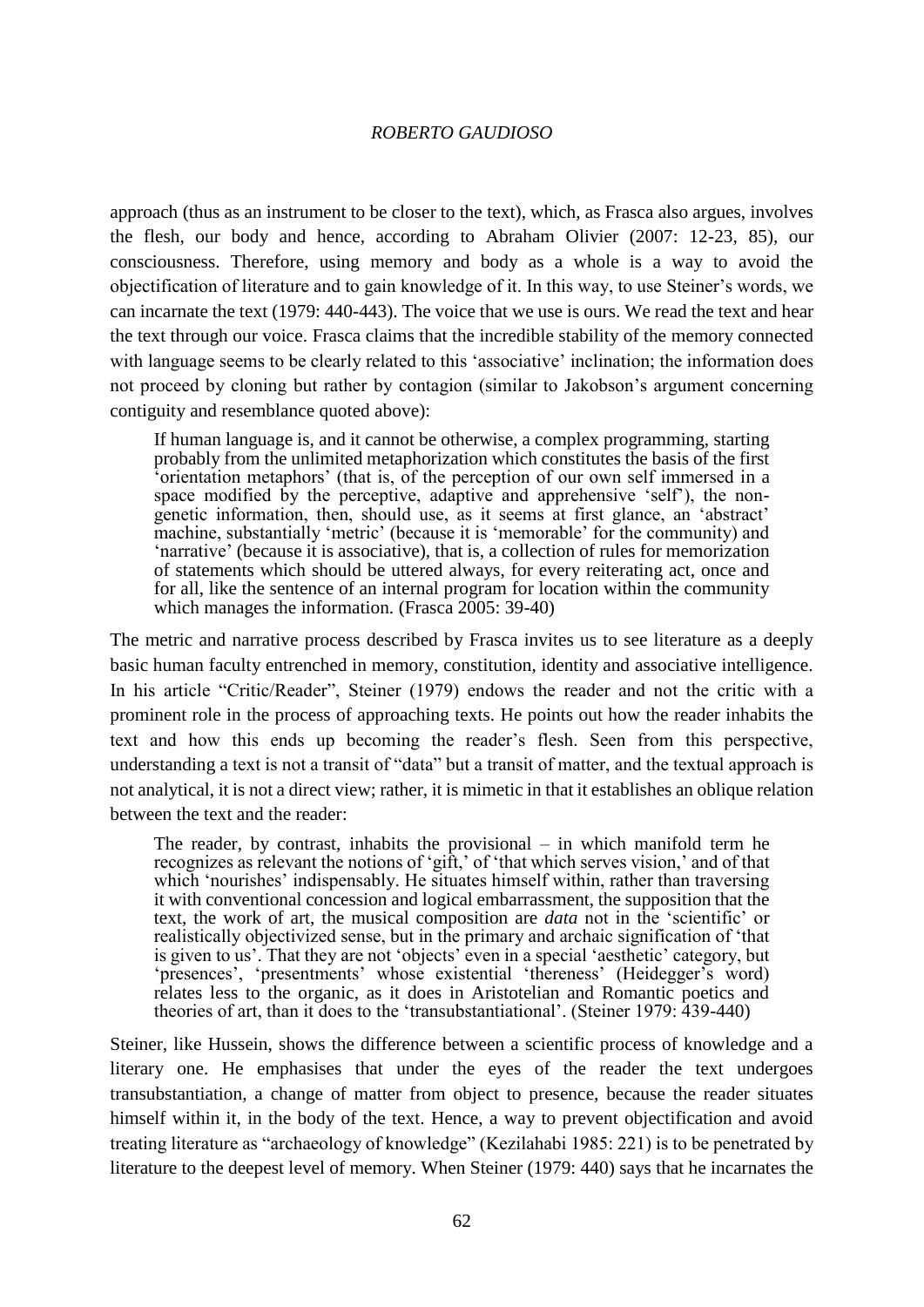approach (thus as an instrument to be closer to the text), which, as Frasca also argues, involves the flesh, our body and hence, according to Abraham Olivier (2007: 12-23, 85), our consciousness. Therefore, using memory and body as a whole is a way to avoid the objectification of literature and to gain knowledge of it. In this way, to use Steiner's words, we can incarnate the text (1979: 440-443). The voice that we use is ours. We read the text and hear the text through our voice. Frasca claims that the incredible stability of the memory connected with language seems to be clearly related to this 'associative' inclination; the information does not proceed by cloning but rather by contagion (similar to Jakobson's argument concerning contiguity and resemblance quoted above):

> If human language is, and it cannot be otherwise, a complex programming, starting probably from the unlimited metaphorization which constitutes the basis of the first 'orientation metaphors' (that is, of the perception of our own self immersed in a space modified by the perceptive, adaptive and apprehensive 'self'), the non-genetic information, then, should use, as it seems at first glance, an 'abstract' machine, substantially 'metric' (because it is 'memorable' for the community) and 'narrative' (because it is associative), that is, a collection of rules for memorization of statements which should be uttered always, for every reiterating act, once and for all, like the sentence of an internal program for location within the community which manages the information. (Frasca 2005: 39-40)

The metric and narrative process described by Frasca invites us to see literature as a deeply basic human faculty entrenched in memory, constitution, identity and associative intelligence. In his article "Critic/Reader", Steiner (1979) endows the reader and not the critic with a prominent role in the process of approaching texts. He points out how the reader inhabits the text and how this ends up becoming the reader's flesh. Seen from this perspective, understanding a text is not a transit of "data" but a transit of matter, and the textual approach is not analytical, it is not a direct view; rather, it is mimetic in that it establishes an oblique relation between the text and the reader:

> The reader, by contrast, inhabits the provisional – in which manifold term he recognizes as relevant the notions of 'gift,' of 'that which serves vision,' and of that which 'nourishes' indispensably. He situates himself within, rather than traversing it with conventional concession and logical embarrassment, the supposition that the text, the work of art, the musical composition are *data* not in the 'scientific' or realistically objectivized sense, but in the primary and archaic signification of 'that is given to us'. That they are not 'objects' even in a special 'aesthetic' category, but 'presences', 'presentments' whose existential 'thereness' (Heidegger's word) relates less to the organic, as it does in Aristotelian and Romantic poetics and theories of art, than it does to the 'transubstantiational'. (Steiner 1979: 439-440)

Steiner, like Hussein, shows the difference between a scientific process of knowledge and a literary one. He emphasises that under the eyes of the reader the text undergoes transubstantiation, a change of matter from object to presence, because the reader situates himself within it, in the body of the text. Hence, a way to prevent objectification and avoid treating literature as "archaeology of knowledge" (Kezilahabi 1985: 221) is to be penetrated by literature to the deepest level of memory. When Steiner (1979: 440) says that he incarnates the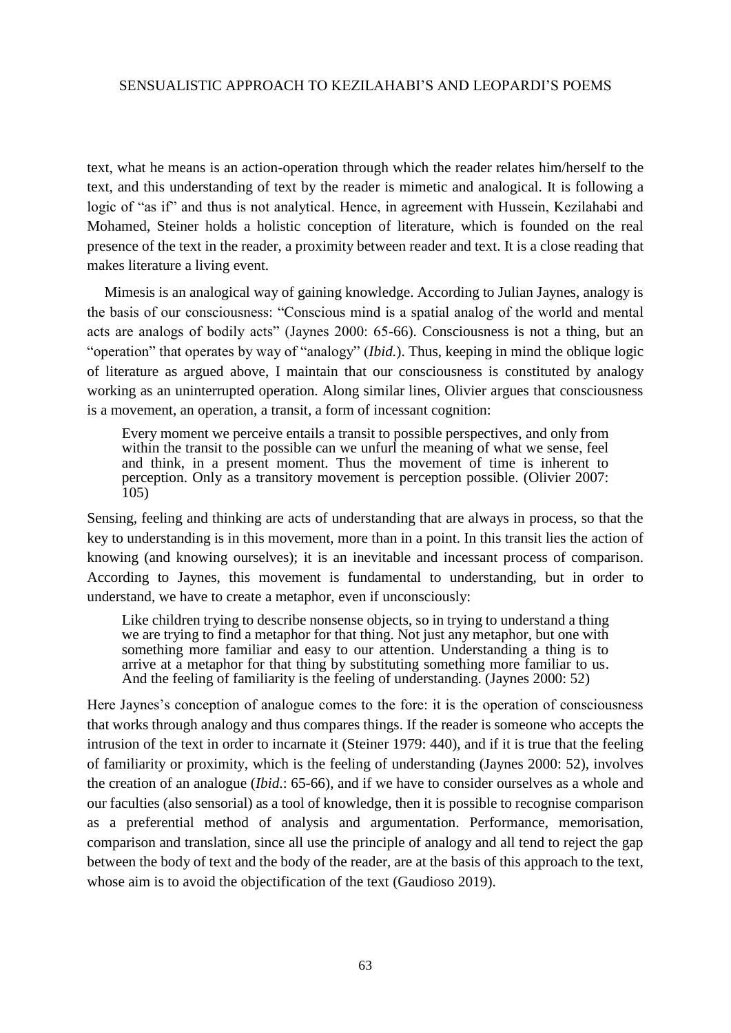text, what he means is an action-operation through which the reader relates him/herself to the text, and this understanding of text by the reader is mimetic and analogical. It is following a logic of "as if" and thus is not analytical. Hence, in agreement with Hussein, Kezilahabi and Mohamed, Steiner holds a holistic conception of literature, which is founded on the real presence of the text in the reader, a proximity between reader and text. It is a close reading that makes literature a living event.

Mimesis is an analogical way of gaining knowledge. According to Julian Jaynes, analogy is the basis of our consciousness: "Conscious mind is a spatial analog of the world and mental acts are analogs of bodily acts" (Jaynes 2000: 65-66). Consciousness is not a thing, but an "operation" that operates by way of "analogy" (*Ibid.*). Thus, keeping in mind the oblique logic of literature as argued above, I maintain that our consciousness is constituted by analogy working as an uninterrupted operation. Along similar lines, Olivier argues that consciousness is a movement, an operation, a transit, a form of incessant cognition:

> Every moment we perceive entails a transit to possible perspectives, and only from within the transit to the possible can we unfurl the meaning of what we sense, feel and think, in a present moment. Thus the movement of time is inherent to perception. Only as a transitory movement is perception possible. (Olivier 2007: 105)

Sensing, feeling and thinking are acts of understanding that are always in process, so that the key to understanding is in this movement, more than in a point. In this transit lies the action of knowing (and knowing ourselves); it is an inevitable and incessant process of comparison. According to Jaynes, this movement is fundamental to understanding, but in order to understand, we have to create a metaphor, even if unconsciously:

> Like children trying to describe nonsense objects, so in trying to understand a thing we are trying to find a metaphor for that thing. Not just any metaphor, but one with something more familiar and easy to our attention. Understanding a thing is to arrive at a metaphor for that thing by substituting something more familiar to us. And the feeling of familiarity is the feeling of understanding. (Jaynes 2000: 52)

Here Jaynes's conception of analogue comes to the fore: it is the operation of consciousness that works through analogy and thus compares things. If the reader is someone who accepts the intrusion of the text in order to incarnate it (Steiner 1979: 440), and if it is true that the feeling of familiarity or proximity, which is the feeling of understanding (Jaynes 2000: 52), involves the creation of an analogue (*Ibid*.: 65-66), and if we have to consider ourselves as a whole and our faculties (also sensorial) as a tool of knowledge, then it is possible to recognise comparison as a preferential method of analysis and argumentation. Performance, memorisation, comparison and translation, since all use the principle of analogy and all tend to reject the gap between the body of text and the body of the reader, are at the basis of this approach to the text, whose aim is to avoid the objectification of the text (Gaudioso 2019).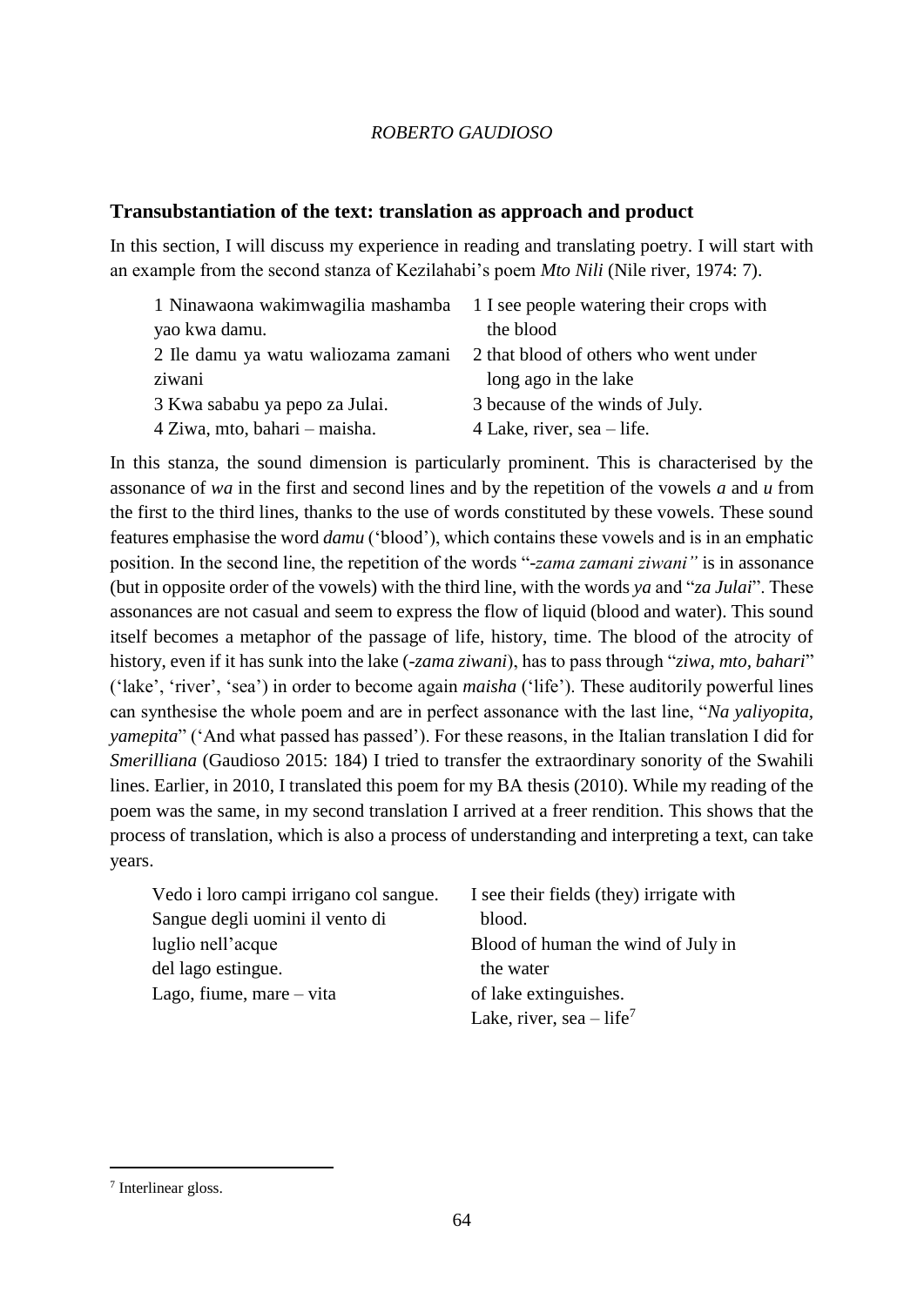## Transubstantiation of the text: translation as approach and product

In this section, I will discuss my experience in reading and translating poetry. I will start with an example from the second stanza of Kezilahabi's poem *Mto Nili* (Nile river, 1974: 7).

| | |
|---|---|
| 1 Ninawaona wakimwagilia mashamba yao kwa damu. | 1 I see people watering their crops with the blood |
| 2 Ile damu ya watu waliozama zamani ziwani | 2 that blood of others who went under long ago in the lake |
| 3 Kwa sababu ya pepo za Julai. | 3 because of the winds of July. |
| 4 Ziwa, mto, bahari – maisha. | 4 Lake, river, sea – life. |

In this stanza, the sound dimension is particularly prominent. This is characterised by the assonance of *wa* in the first and second lines and by the repetition of the vowels *a* and *u* from the first to the third lines, thanks to the use of words constituted by these vowels. These sound features emphasise the word *damu* ('blood'), which contains these vowels and is in an emphatic position. In the second line, the repetition of the words "*-zama zamani ziwani"* is in assonance (but in opposite order of the vowels) with the third line, with the words *ya* and "*za Julai*". These assonances are not casual and seem to express the flow of liquid (blood and water). This sound itself becomes a metaphor of the passage of life, history, time. The blood of the atrocity of history, even if it has sunk into the lake (*-zama ziwani*), has to pass through "*ziwa*, *mto*, *bahari*" ('lake', 'river', 'sea') in order to become again *maisha* ('life'). These auditorily powerful lines can synthesise the whole poem and are in perfect assonance with the last line, "*Na yaliyopita*, *yamepita*" ('And what passed has passed'). For these reasons, in the Italian translation I did for *Smerilliana* (Gaudioso 2015: 184) I tried to transfer the extraordinary sonority of the Swahili lines. Earlier, in 2010, I translated this poem for my BA thesis (2010). While my reading of the poem was the same, in my second translation I arrived at a freer rendition. This shows that the process of translation, which is also a process of understanding and interpreting a text, can take years.

| | |
|---|---|
| Vedo i loro campi irrigano col sangue. | I see their fields (they) irrigate with blood. |
| Sangue degli uomini il vento di luglio nell'acque | Blood of human the wind of July in the water |
| del lago estingue. | of lake extinguishes. |
| Lago, fiume, mare – vita | Lake, river, sea – life[7] |

[7] Interlinear gloss.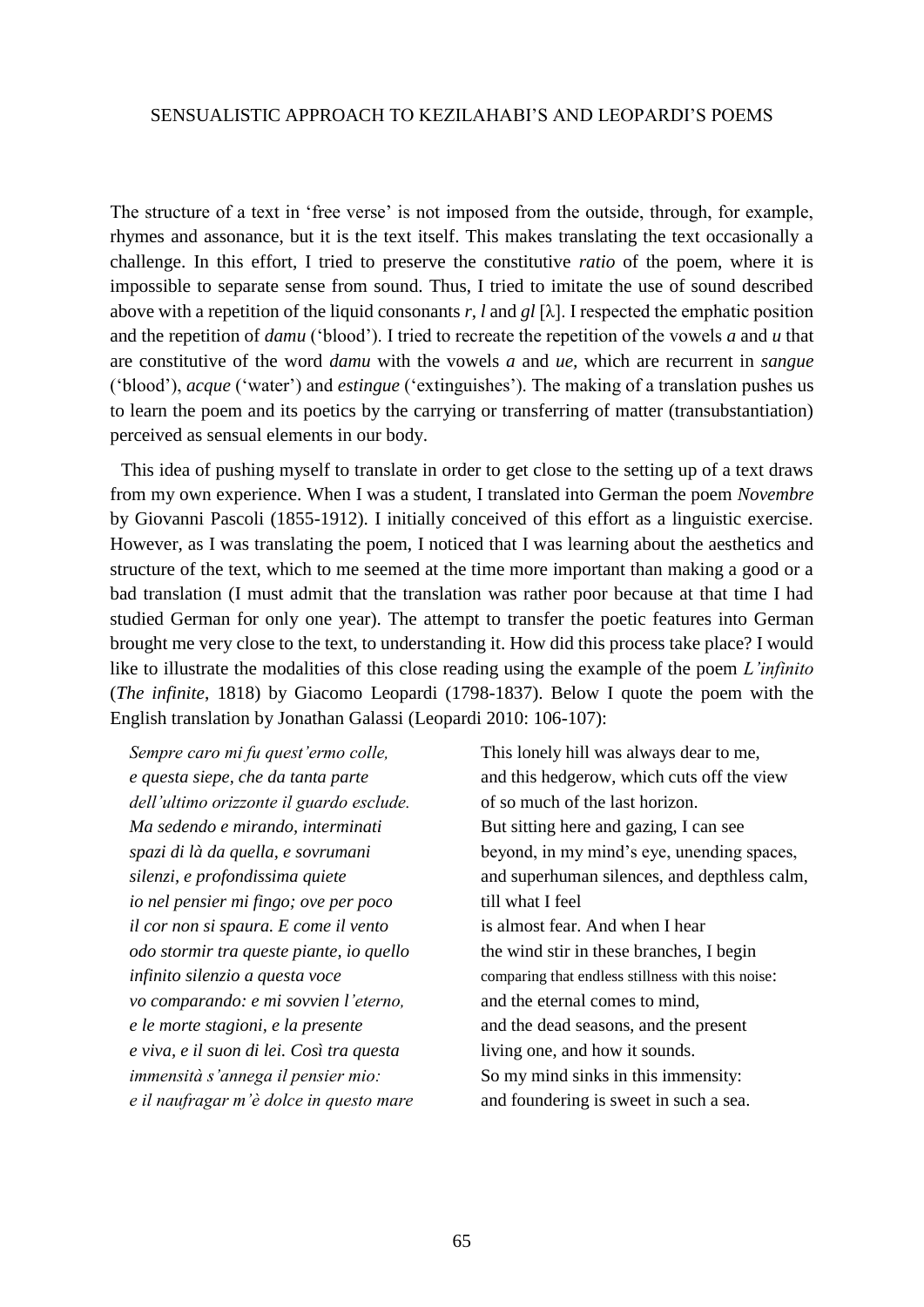The structure of a text in 'free verse' is not imposed from the outside, through, for example, rhymes and assonance, but it is the text itself. This makes translating the text occasionally a challenge. In this effort, I tried to preserve the constitutive *ratio* of the poem, where it is impossible to separate sense from sound. Thus, I tried to imitate the use of sound described above with a repetition of the liquid consonants *r*, *l* and *gl* [λ]. I respected the emphatic position and the repetition of *damu* ('blood'). I tried to recreate the repetition of the vowels *a* and *u* that are constitutive of the word *damu* with the vowels *a* and *ue*, which are recurrent in *sangue* ('blood'), *acque* ('water') and *estingue* ('extinguishes'). The making of a translation pushes us to learn the poem and its poetics by the carrying or transferring of matter (transubstantiation) perceived as sensual elements in our body.

This idea of pushing myself to translate in order to get close to the setting up of a text draws from my own experience. When I was a student, I translated into German the poem *Novembre* by Giovanni Pascoli (1855-1912). I initially conceived of this effort as a linguistic exercise. However, as I was translating the poem, I noticed that I was learning about the aesthetics and structure of the text, which to me seemed at the time more important than making a good or a bad translation (I must admit that the translation was rather poor because at that time I had studied German for only one year). The attempt to transfer the poetic features into German brought me very close to the text, to understanding it. How did this process take place? I would like to illustrate the modalities of this close reading using the example of the poem *L'infinito* (*The infinite*, 1818) by Giacomo Leopardi (1798-1837). Below I quote the poem with the English translation by Jonathan Galassi (Leopardi 2010: 106-107):

| | |
|---|---|
| *Sempre caro mi fu quest'ermo colle,* | This lonely hill was always dear to me, |
| *e questa siepe, che da tanta parte* | and this hedgerow, which cuts off the view |
| *dell'ultimo orizzonte il guardo esclude.* | of so much of the last horizon. |
| *Ma sedendo e mirando, interminati* | But sitting here and gazing, I can see |
| *spazi di là da quella, e sovrumani* | beyond, in my mind's eye, unending spaces, |
| *silenzi, e profondissima quiete* | and superhuman silences, and depthless calm, |
| *io nel pensier mi fingo; ove per poco* | till what I feel |
| *il cor non si spaura. E come il vento* | is almost fear. And when I hear |
| *odo stormir tra queste piante, io quello* | the wind stir in these branches, I begin |
| *infinito silenzio a questa voce* | comparing that endless stillness with this noise: |
| *vo comparando: e mi sovvien l'eterno,* | and the eternal comes to mind, |
| *e le morte stagioni, e la presente* | and the dead seasons, and the present |
| *e viva, e il suon di lei. Così tra questa* | living one, and how it sounds. |
| *immensità s'annega il pensier mio:* | So my mind sinks in this immensity: |
| *e il naufragar m'è dolce in questo mare* | and foundering is sweet in such a sea. |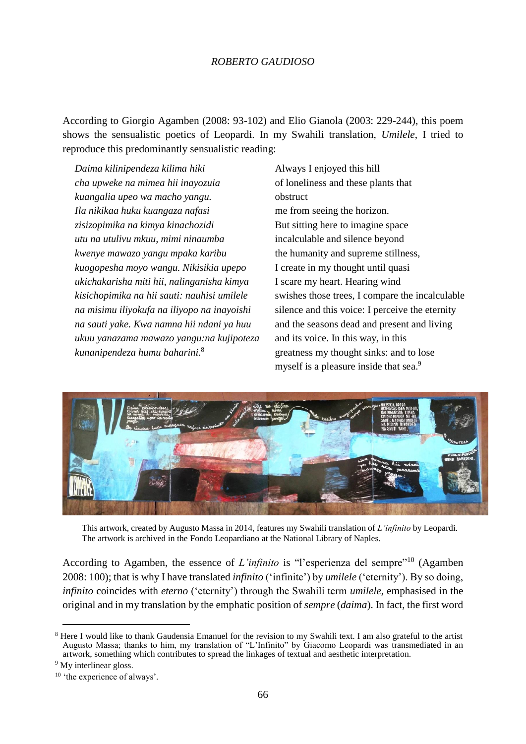According to Giorgio Agamben (2008: 93-102) and Elio Gianola (2003: 229-244), this poem shows the sensualistic poetics of Leopardi. In my Swahili translation, *Umilele*, I tried to reproduce this predominantly sensualistic reading:

*Daima kilinipendeza kilima hiki*
*cha upweke na mimea hii inayozuia*
*kuangalia upeo wa macho yangu.*
*Ila nikikaa huku kuangaza nafasi*
*zisizopimika na kimya kinachozidi*
*utu na utulivu mkuu, mimi ninaumba*
*kwenye mawazo yangu mpaka karibu*
*kuogopesha moyo wangu. Nikisikia upepo*
*ukichakarisha miti hii, nalinganisha kimya*
*kisichopimika na hii sauti: nauhisi umilele*
*na misimu iliyokufa na iliyopo na inayoishi*
*na sauti yake. Kwa namna hii ndani ya huu*
*ukuu yanazama mawazo yangu:na kujipoteza*
*kunanipendeza humu baharini.*[8]

Always I enjoyed this hill
of loneliness and these plants that obstruct
me from seeing the horizon.
But sitting here to imagine space
incalculable and silence beyond
the humanity and supreme stillness,
I create in my thought until quasi
I scare my heart. Hearing wind
swishes those trees, I compare the incalculable
silence and this voice: I perceive the eternity
and the seasons dead and present and living
and its voice. In this way, in this
greatness my thought sinks: and to lose
myself is a pleasure inside that sea.[9]

This artwork, created by Augusto Massa in 2014, features my Swahili translation of *L'infinito* by Leopardi. The artwork is archived in the Fondo Leopardiano at the National Library of Naples.

According to Agamben, the essence of *L'infinito* is "l'esperienza del sempre"[10] (Agamben 2008: 100); that is why I have translated *infinito* ('infinite') by *umilele* ('eternity'). By so doing, *infinito* coincides with *eterno* ('eternity') through the Swahili term *umilele*, emphasised in the original and in my translation by the emphatic position of *sempre* (*daima*). In fact, the first word

---

[8] Here I would like to thank Gaudensia Emanuel for the revision to my Swahili text. I am also grateful to the artist Augusto Massa; thanks to him, my translation of "L'Infinito" by Giacomo Leopardi was transmediated in an artwork, something which contributes to spread the linkages of textual and aesthetic interpretation.

[9] My interlinear gloss.

[10] 'the experience of always'.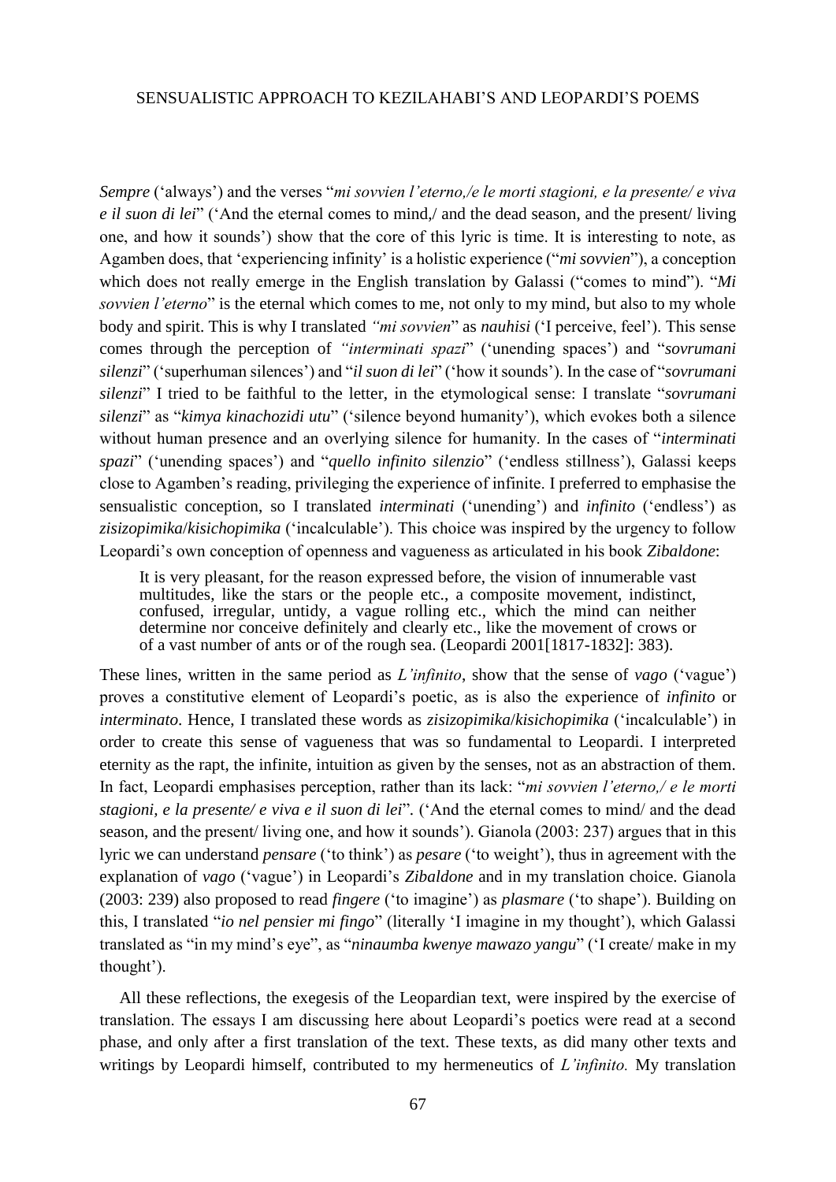*Sempre* ('always') and the verses "*mi sovvien l'eterno,/e le morti stagioni, e la presente/ e viva e il suon di lei*" ('And the eternal comes to mind,/ and the dead season, and the present/ living one, and how it sounds') show that the core of this lyric is time. It is interesting to note, as Agamben does, that 'experiencing infinity' is a holistic experience ("*mi sovvien*"), a conception which does not really emerge in the English translation by Galassi ("comes to mind"). "*Mi sovvien l'eterno*" is the eternal which comes to me, not only to my mind, but also to my whole body and spirit. This is why I translated *"mi sovvien*" as *nauhisi* ('I perceive, feel'). This sense comes through the perception of *"interminati spazi*" ('unending spaces') and "*sovrumani silenzi*" ('superhuman silences') and "*il suon di lei*" ('how it sounds'). In the case of "*sovrumani silenzi*" I tried to be faithful to the letter, in the etymological sense: I translate "*sovrumani silenzi*" as "*kimya kinachozidi utu*" ('silence beyond humanity'), which evokes both a silence without human presence and an overlying silence for humanity. In the cases of "*interminati spazi*" ('unending spaces') and "*quello infinito silenzio*" ('endless stillness'), Galassi keeps close to Agamben's reading, privileging the experience of infinite. I preferred to emphasise the sensualistic conception, so I translated *interminati* ('unending') and *infinito* ('endless') as *zisizopimika*/*kisichopimika* ('incalculable'). This choice was inspired by the urgency to follow Leopardi's own conception of openness and vagueness as articulated in his book *Zibaldone*:

> It is very pleasant, for the reason expressed before, the vision of innumerable vast multitudes, like the stars or the people etc., a composite movement, indistinct, confused, irregular, untidy, a vague rolling etc., which the mind can neither determine nor conceive definitely and clearly etc., like the movement of crows or of a vast number of ants or of the rough sea. (Leopardi 2001[1817-1832]: 383).

These lines, written in the same period as *L'infinito*, show that the sense of *vago* ('vague') proves a constitutive element of Leopardi's poetic, as is also the experience of *infinito* or *interminato*. Hence, I translated these words as *zisizopimika*/*kisichopimika* ('incalculable') in order to create this sense of vagueness that was so fundamental to Leopardi. I interpreted eternity as the rapt, the infinite, intuition as given by the senses, not as an abstraction of them. In fact, Leopardi emphasises perception, rather than its lack: "*mi sovvien l'eterno,/ e le morti stagioni, e la presente/ e viva e il suon di lei*". ('And the eternal comes to mind/ and the dead season, and the present/ living one, and how it sounds'). Gianola (2003: 237) argues that in this lyric we can understand *pensare* ('to think') as *pesare* ('to weight'), thus in agreement with the explanation of *vago* ('vague') in Leopardi's *Zibaldone* and in my translation choice. Gianola (2003: 239) also proposed to read *fingere* ('to imagine') as *plasmare* ('to shape'). Building on this, I translated "*io nel pensier mi fingo*" (literally 'I imagine in my thought'), which Galassi translated as "in my mind's eye", as "*ninaumba kwenye mawazo yangu*" ('I create/ make in my thought').

All these reflections, the exegesis of the Leopardian text, were inspired by the exercise of translation. The essays I am discussing here about Leopardi's poetics were read at a second phase, and only after a first translation of the text. These texts, as did many other texts and writings by Leopardi himself, contributed to my hermeneutics of *L'infinito.* My translation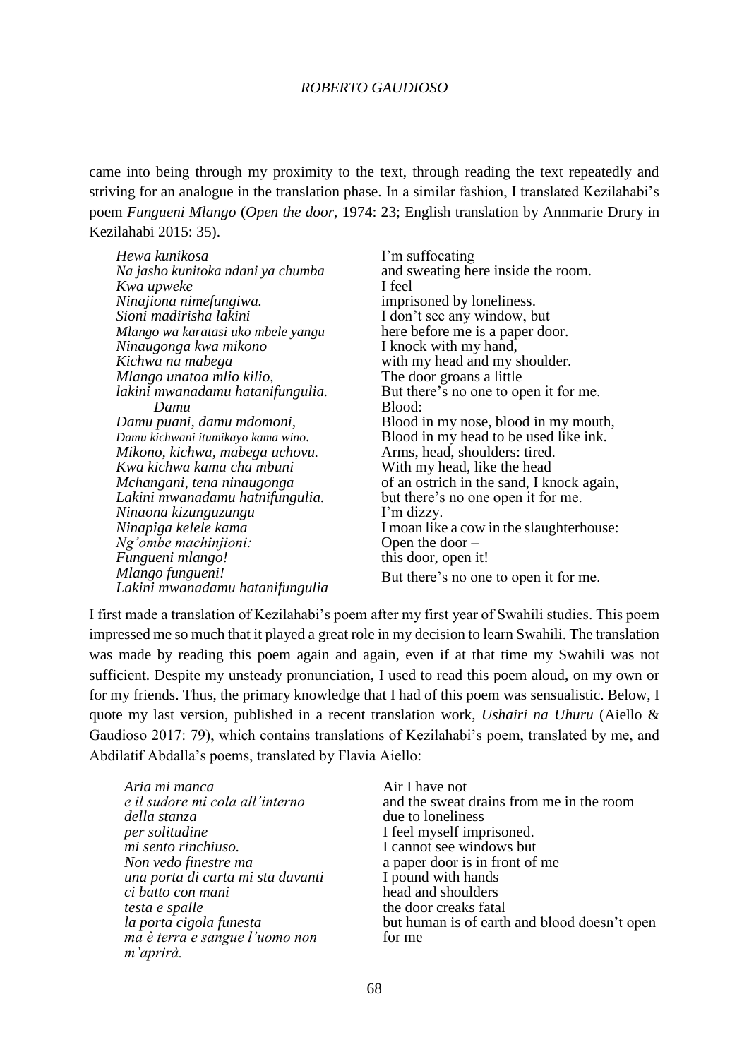came into being through my proximity to the text, through reading the text repeatedly and striving for an analogue in the translation phase. In a similar fashion, I translated Kezilahabi's poem *Fungueni Mlango* (*Open the door*, 1974: 23; English translation by Annmarie Drury in Kezilahabi 2015: 35).

| | |
|---|---|
| *Hewa kunikosa* | I'm suffocating |
| *Na jasho kunitoka ndani ya chumba* | and sweating here inside the room. |
| *Kwa upweke* | I feel |
| *Ninajiona nimefungiwa.* | imprisoned by loneliness. |
| *Sioni madirisha lakini* | I don't see any window, but |
| *Mlango wa karatasi uko mbele yangu* | here before me is a paper door. |
| *Ninaugonga kwa mikono* | I knock with my hand, |
| *Kichwa na mabega* | with my head and my shoulder. |
| *Mlango unatoa mlio kilio,* | The door groans a little |
| *lakini mwanadamu hatanifungulia.* | But there's no one to open it for me. |
| *Damu* | Blood: |
| *Damu puani, damu mdomoni,* | Blood in my nose, blood in my mouth, |
| *Damu kichwani itumikayo kama wino.* | Blood in my head to be used like ink. |
| *Mikono, kichwa, mabega uchovu.* | Arms, head, shoulders: tired. |
| *Kwa kichwa kama cha mbuni* | With my head, like the head |
| *Mchangani, tena ninaugonga* | of an ostrich in the sand, I knock again, |
| *Lakini mwanadamu hatnifungulia.* | but there's no one open it for me. |
| *Ninaona kizunguzungu* | I'm dizzy. |
| *Ninapiga kelele kama* | I moan like a cow in the slaughterhouse: |
| *Ng'ombe machinjioni:* | Open the door – |
| *Fungueni mlango!* | this door, open it! |
| *Mlango fungueni!* | But there's no one to open it for me. |
| *Lakini mwanadamu hatanifungulia* | |

I first made a translation of Kezilahabi's poem after my first year of Swahili studies. This poem impressed me so much that it played a great role in my decision to learn Swahili. The translation was made by reading this poem again and again, even if at that time my Swahili was not sufficient. Despite my unsteady pronunciation, I used to read this poem aloud, on my own or for my friends. Thus, the primary knowledge that I had of this poem was sensualistic. Below, I quote my last version, published in a recent translation work, *Ushairi na Uhuru* (Aiello & Gaudioso 2017: 79), which contains translations of Kezilahabi's poem, translated by me, and Abdilatif Abdalla's poems, translated by Flavia Aiello:

| | |
|---|---|
| *Aria mi manca* | Air I have not |
| *e il sudore mi cola all'interno* | and the sweat drains from me in the room |
| *della stanza* | due to loneliness |
| *per solitudine* | I feel myself imprisoned. |
| *mi sento rinchiuso.* | I cannot see windows but |
| *Non vedo finestre ma* | a paper door is in front of me |
| *una porta di carta mi sta davanti* | I pound with hands |
| *ci batto con mani* | head and shoulders |
| *testa e spalle* | the door creaks fatal |
| *la porta cigola funesta* | but human is of earth and blood doesn't open |
| *ma è terra e sangue l'uomo non* | for me |
| *m'aprirà.* | |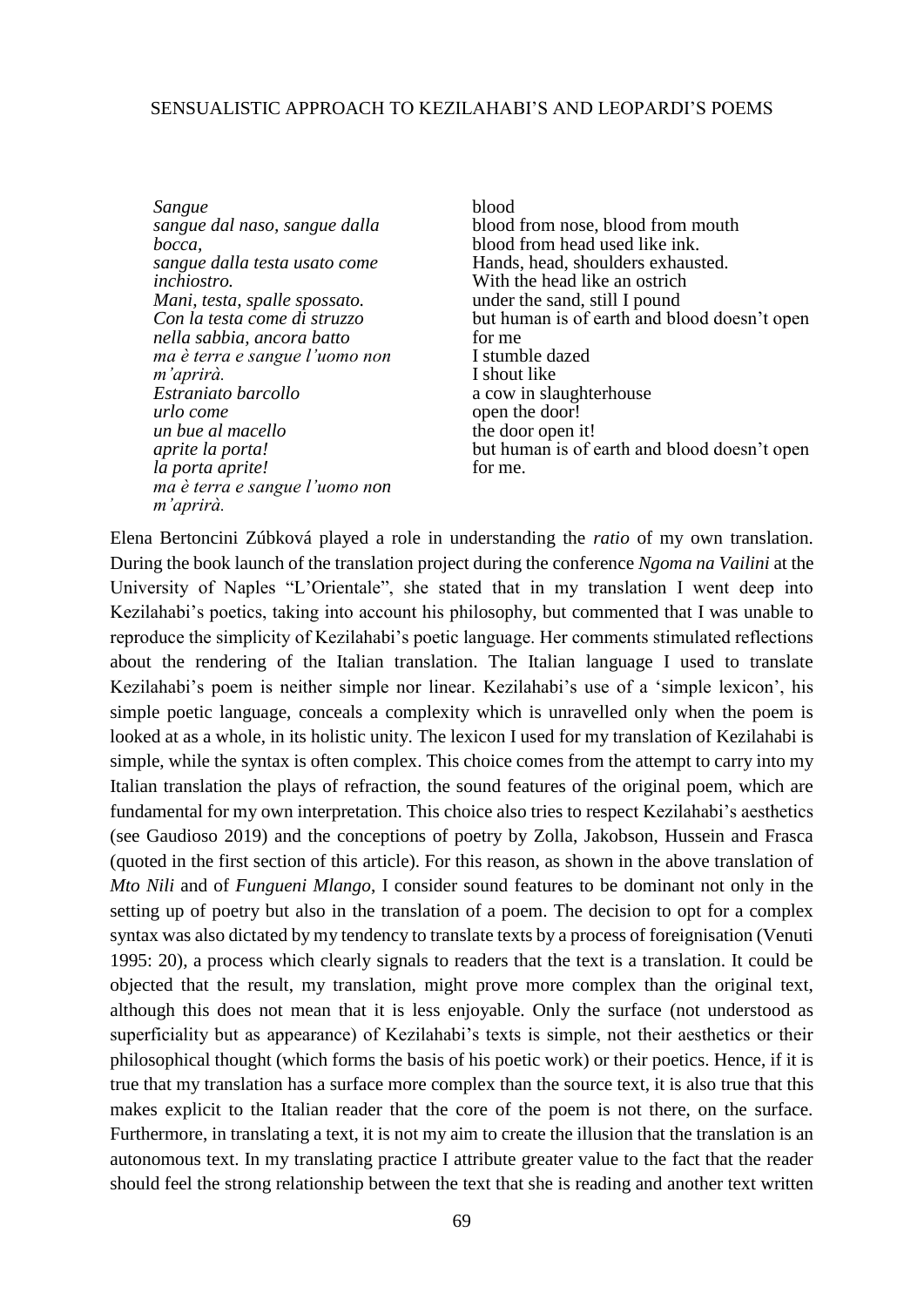| | |
|---|---|
| *Sangue* | blood |
| *sangue dal naso, sangue dalla bocca,* | blood from nose, blood from mouth |
| *sangue dalla testa usato come inchiostro.* | blood from head used like ink. |
| *Mani, testa, spalle spossato.* | Hands, head, shoulders exhausted. |
| *Con la testa come di struzzo* | With the head like an ostrich |
| *nella sabbia, ancora batto* | under the sand, still I pound |
| *ma è terra e sangue l'uomo non m'aprirà.* | but human is of earth and blood doesn't open for me |
| *Estraniato barcollo* | I stumble dazed |
| *urlo come* | I shout like |
| *un bue al macello* | a cow in slaughterhouse |
| *aprite la porta!* | open the door! |
| *la porta aprite!* | the door open it! |
| *ma è terra e sangue l'uomo non m'aprirà.* | but human is of earth and blood doesn't open for me. |

Elena Bertoncini Zúbková played a role in understanding the *ratio* of my own translation. During the book launch of the translation project during the conference *Ngoma na Vailini* at the University of Naples "L'Orientale", she stated that in my translation I went deep into Kezilahabi's poetics, taking into account his philosophy, but commented that I was unable to reproduce the simplicity of Kezilahabi's poetic language. Her comments stimulated reflections about the rendering of the Italian translation. The Italian language I used to translate Kezilahabi's poem is neither simple nor linear. Kezilahabi's use of a 'simple lexicon', his simple poetic language, conceals a complexity which is unravelled only when the poem is looked at as a whole, in its holistic unity. The lexicon I used for my translation of Kezilahabi is simple, while the syntax is often complex. This choice comes from the attempt to carry into my Italian translation the plays of refraction, the sound features of the original poem, which are fundamental for my own interpretation. This choice also tries to respect Kezilahabi's aesthetics (see Gaudioso 2019) and the conceptions of poetry by Zolla, Jakobson, Hussein and Frasca (quoted in the first section of this article). For this reason, as shown in the above translation of *Mto Nili* and of *Fungueni Mlango*, I consider sound features to be dominant not only in the setting up of poetry but also in the translation of a poem. The decision to opt for a complex syntax was also dictated by my tendency to translate texts by a process of foreignisation (Venuti 1995: 20), a process which clearly signals to readers that the text is a translation. It could be objected that the result, my translation, might prove more complex than the original text, although this does not mean that it is less enjoyable. Only the surface (not understood as superficiality but as appearance) of Kezilahabi's texts is simple, not their aesthetics or their philosophical thought (which forms the basis of his poetic work) or their poetics. Hence, if it is true that my translation has a surface more complex than the source text, it is also true that this makes explicit to the Italian reader that the core of the poem is not there, on the surface. Furthermore, in translating a text, it is not my aim to create the illusion that the translation is an autonomous text. In my translating practice I attribute greater value to the fact that the reader should feel the strong relationship between the text that she is reading and another text written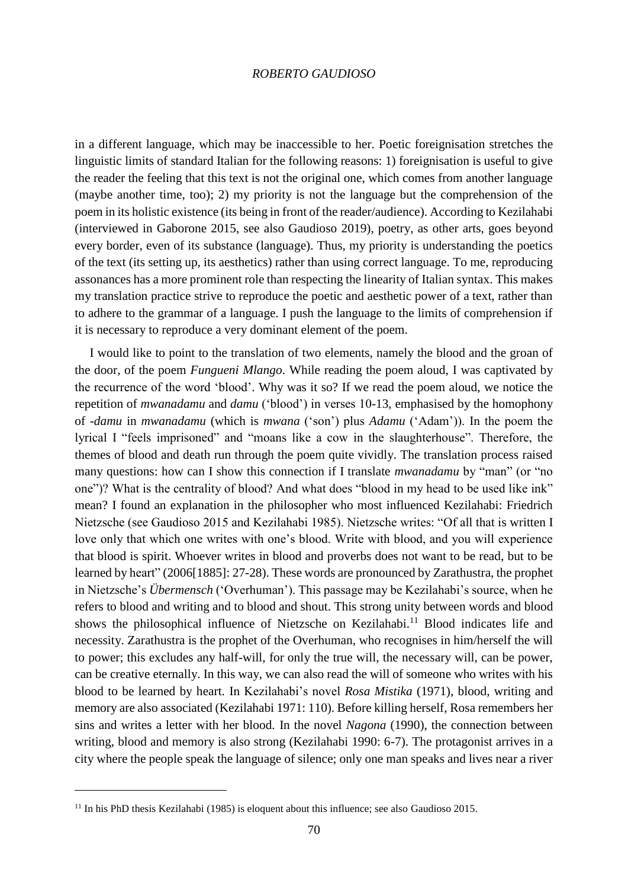in a different language, which may be inaccessible to her. Poetic foreignisation stretches the linguistic limits of standard Italian for the following reasons: 1) foreignisation is useful to give the reader the feeling that this text is not the original one, which comes from another language (maybe another time, too); 2) my priority is not the language but the comprehension of the poem in its holistic existence (its being in front of the reader/audience). According to Kezilahabi (interviewed in Gaborone 2015, see also Gaudioso 2019), poetry, as other arts, goes beyond every border, even of its substance (language). Thus, my priority is understanding the poetics of the text (its setting up, its aesthetics) rather than using correct language. To me, reproducing assonances has a more prominent role than respecting the linearity of Italian syntax. This makes my translation practice strive to reproduce the poetic and aesthetic power of a text, rather than to adhere to the grammar of a language. I push the language to the limits of comprehension if it is necessary to reproduce a very dominant element of the poem.

I would like to point to the translation of two elements, namely the blood and the groan of the door, of the poem *Fungueni Mlango*. While reading the poem aloud, I was captivated by the recurrence of the word 'blood'. Why was it so? If we read the poem aloud, we notice the repetition of *mwanadamu* and *damu* ('blood') in verses 10-13, emphasised by the homophony of *-damu* in *mwanadamu* (which is *mwana* ('son') plus *Adamu* ('Adam')). In the poem the lyrical I "feels imprisoned" and "moans like a cow in the slaughterhouse". Therefore, the themes of blood and death run through the poem quite vividly. The translation process raised many questions: how can I show this connection if I translate *mwanadamu* by "man" (or "no one")? What is the centrality of blood? And what does "blood in my head to be used like ink" mean? I found an explanation in the philosopher who most influenced Kezilahabi: Friedrich Nietzsche (see Gaudioso 2015 and Kezilahabi 1985). Nietzsche writes: "Of all that is written I love only that which one writes with one's blood. Write with blood, and you will experience that blood is spirit. Whoever writes in blood and proverbs does not want to be read, but to be learned by heart" (2006[1885]: 27-28). These words are pronounced by Zarathustra, the prophet in Nietzsche's *Übermensch* ('Overhuman'). This passage may be Kezilahabi's source, when he refers to blood and writing and to blood and shout. This strong unity between words and blood shows the philosophical influence of Nietzsche on Kezilahabi.[11] Blood indicates life and necessity. Zarathustra is the prophet of the Overhuman, who recognises in him/herself the will to power; this excludes any half-will, for only the true will, the necessary will, can be power, can be creative eternally. In this way, we can also read the will of someone who writes with his blood to be learned by heart. In Kezilahabi's novel *Rosa Mistika* (1971), blood, writing and memory are also associated (Kezilahabi 1971: 110). Before killing herself, Rosa remembers her sins and writes a letter with her blood. In the novel *Nagona* (1990), the connection between writing, blood and memory is also strong (Kezilahabi 1990: 6-7). The protagonist arrives in a city where the people speak the language of silence; only one man speaks and lives near a river

[11] In his PhD thesis Kezilahabi (1985) is eloquent about this influence; see also Gaudioso 2015.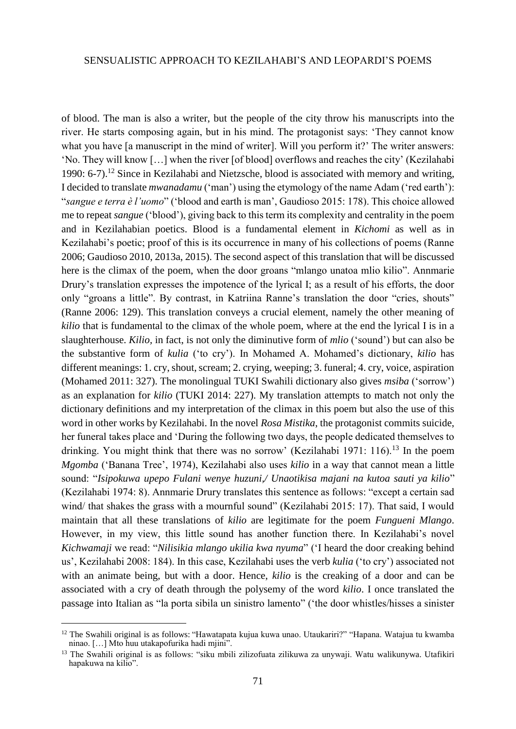of blood. The man is also a writer, but the people of the city throw his manuscripts into the river. He starts composing again, but in his mind. The protagonist says: 'They cannot know what you have [a manuscript in the mind of writer]. Will you perform it?' The writer answers: 'No. They will know […] when the river [of blood] overflows and reaches the city' (Kezilahabi 1990: 6-7).[12] Since in Kezilahabi and Nietzsche, blood is associated with memory and writing, I decided to translate *mwanadamu* ('man') using the etymology of the name Adam ('red earth'): "*sangue e terra è l'uomo*" ('blood and earth is man', Gaudioso 2015: 178). This choice allowed me to repeat *sangue* ('blood'), giving back to this term its complexity and centrality in the poem and in Kezilahabian poetics. Blood is a fundamental element in *Kichomi* as well as in Kezilahabi's poetic; proof of this is its occurrence in many of his collections of poems (Ranne 2006; Gaudioso 2010, 2013a, 2015). The second aspect of this translation that will be discussed here is the climax of the poem, when the door groans "mlango unatoa mlio kilio". Annmarie Drury's translation expresses the impotence of the lyrical I; as a result of his efforts, the door only "groans a little". By contrast, in Katriina Ranne's translation the door "cries, shouts" (Ranne 2006: 129). This translation conveys a crucial element, namely the other meaning of *kilio* that is fundamental to the climax of the whole poem, where at the end the lyrical I is in a slaughterhouse. *Kilio*, in fact, is not only the diminutive form of *mlio* ('sound') but can also be the substantive form of *kulia* ('to cry'). In Mohamed A. Mohamed's dictionary, *kilio* has different meanings: 1. cry, shout, scream; 2. crying, weeping; 3. funeral; 4. cry, voice, aspiration (Mohamed 2011: 327). The monolingual TUKI Swahili dictionary also gives *msiba* ('sorrow') as an explanation for *kilio* (TUKI 2014: 227). My translation attempts to match not only the dictionary definitions and my interpretation of the climax in this poem but also the use of this word in other works by Kezilahabi. In the novel *Rosa Mistika*, the protagonist commits suicide, her funeral takes place and 'During the following two days, the people dedicated themselves to drinking. You might think that there was no sorrow' (Kezilahabi 1971: 116).[13] In the poem *Mgomba* ('Banana Tree', 1974), Kezilahabi also uses *kilio* in a way that cannot mean a little sound: "*Isipokuwa upepo Fulani wenye huzuni,/ Unaotikisa majani na kutoa sauti ya kilio*" (Kezilahabi 1974: 8). Annmarie Drury translates this sentence as follows: "except a certain sad wind/ that shakes the grass with a mournful sound" (Kezilahabi 2015: 17). That said, I would maintain that all these translations of *kilio* are legitimate for the poem *Fungueni Mlango*. However, in my view, this little sound has another function there. In Kezilahabi's novel *Kichwamaji* we read: "*Nilisikia mlango ukilia kwa nyuma*" ('I heard the door creaking behind us', Kezilahabi 2008: 184). In this case, Kezilahabi uses the verb *kulia* ('to cry') associated not with an animate being, but with a door. Hence, *kilio* is the creaking of a door and can be associated with a cry of death through the polysemy of the word *kilio*. I once translated the passage into Italian as "la porta sibila un sinistro lamento" ('the door whistles/hisses a sinister

---

[12] The Swahili original is as follows: "Hawatapata kujua kuwa unao. Utaukariri?" "Hapana. Watajua tu kwamba ninao. […] Mto huu utakapofurika hadi mjini".

[13] The Swahili original is as follows: "siku mbili zilizofuata zilikuwa za unywaji. Watu walikunywa. Utafikiri hapakuwa na kilio".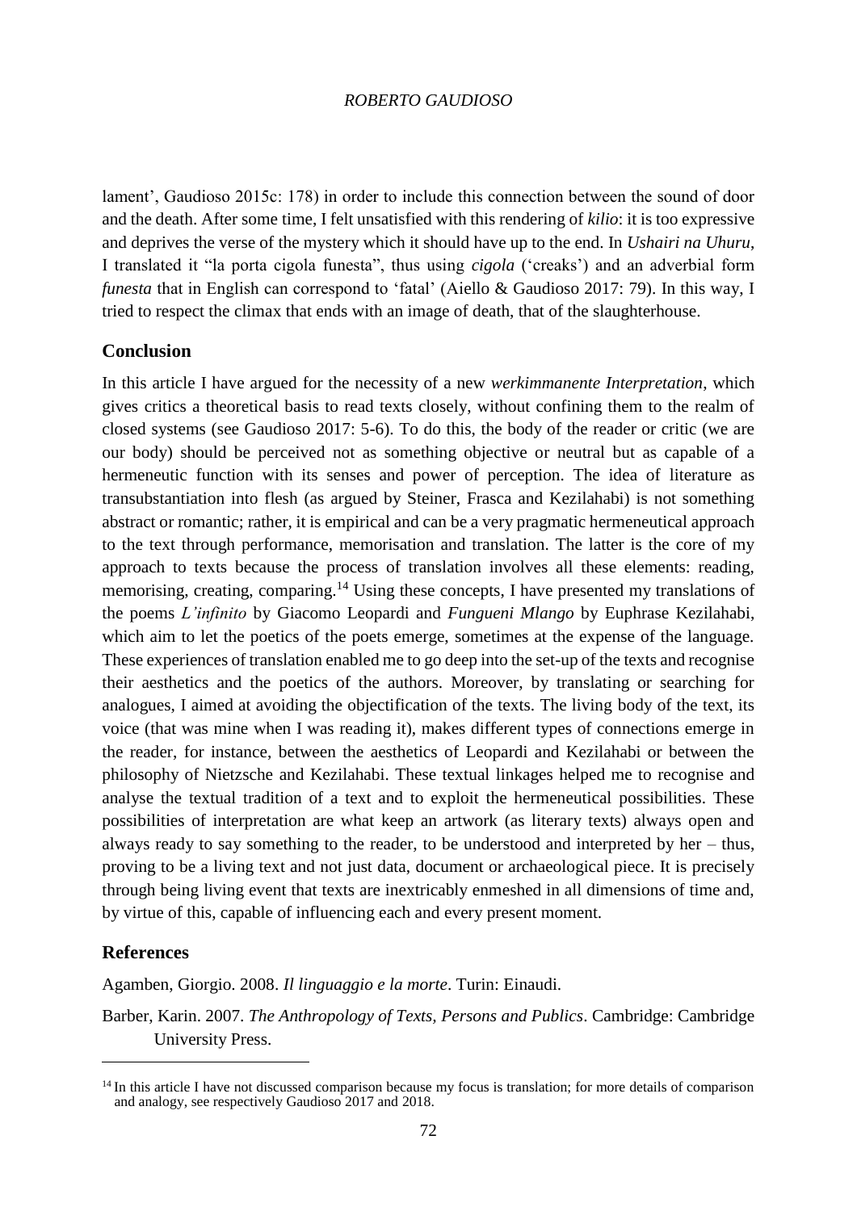lament', Gaudioso 2015c: 178) in order to include this connection between the sound of door and the death. After some time, I felt unsatisfied with this rendering of *kilio*: it is too expressive and deprives the verse of the mystery which it should have up to the end. In *Ushairi na Uhuru*, I translated it "la porta cigola funesta", thus using *cigola* ('creaks') and an adverbial form *funesta* that in English can correspond to 'fatal' (Aiello & Gaudioso 2017: 79). In this way, I tried to respect the climax that ends with an image of death, that of the slaughterhouse.

## Conclusion

In this article I have argued for the necessity of a new *werkimmanente Interpretation*, which gives critics a theoretical basis to read texts closely, without confining them to the realm of closed systems (see Gaudioso 2017: 5-6). To do this, the body of the reader or critic (we are our body) should be perceived not as something objective or neutral but as capable of a hermeneutic function with its senses and power of perception. The idea of literature as transubstantiation into flesh (as argued by Steiner, Frasca and Kezilahabi) is not something abstract or romantic; rather, it is empirical and can be a very pragmatic hermeneutical approach to the text through performance, memorisation and translation. The latter is the core of my approach to texts because the process of translation involves all these elements: reading, memorising, creating, comparing.[14] Using these concepts, I have presented my translations of the poems *L'infinito* by Giacomo Leopardi and *Fungueni Mlango* by Euphrase Kezilahabi, which aim to let the poetics of the poets emerge, sometimes at the expense of the language. These experiences of translation enabled me to go deep into the set-up of the texts and recognise their aesthetics and the poetics of the authors. Moreover, by translating or searching for analogues, I aimed at avoiding the objectification of the texts. The living body of the text, its voice (that was mine when I was reading it), makes different types of connections emerge in the reader, for instance, between the aesthetics of Leopardi and Kezilahabi or between the philosophy of Nietzsche and Kezilahabi. These textual linkages helped me to recognise and analyse the textual tradition of a text and to exploit the hermeneutical possibilities. These possibilities of interpretation are what keep an artwork (as literary texts) always open and always ready to say something to the reader, to be understood and interpreted by her – thus, proving to be a living text and not just data, document or archaeological piece. It is precisely through being living event that texts are inextricably enmeshed in all dimensions of time and, by virtue of this, capable of influencing each and every present moment.

## References

Agamben, Giorgio. 2008. *Il linguaggio e la morte*. Turin: Einaudi.

Barber, Karin. 2007. *The Anthropology of Texts, Persons and Publics*. Cambridge: Cambridge University Press.

[14] In this article I have not discussed comparison because my focus is translation; for more details of comparison and analogy, see respectively Gaudioso 2017 and 2018.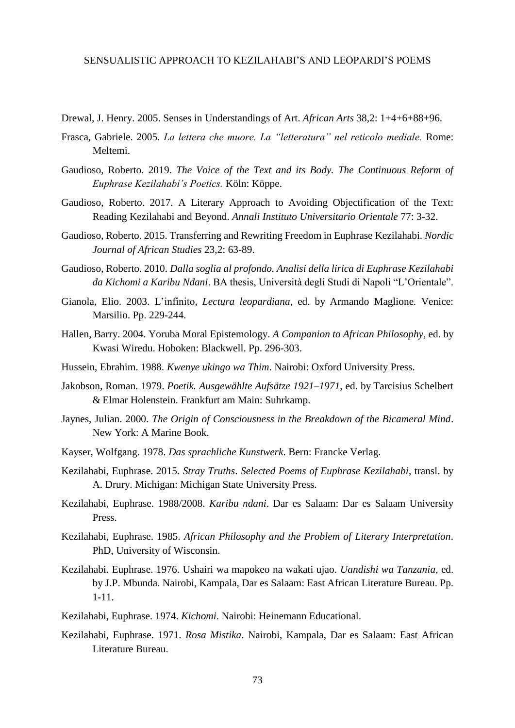Drewal, J. Henry. 2005. Senses in Understandings of Art. *African Arts* 38,2: 1+4+6+88+96.

Frasca, Gabriele. 2005. *La lettera che muore. La "letteratura" nel reticolo mediale.* Rome: Meltemi.

Gaudioso, Roberto. 2019. *The Voice of the Text and its Body. The Continuous Reform of Euphrase Kezilahabi's Poetics.* Köln: Köppe.

Gaudioso, Roberto. 2017. A Literary Approach to Avoiding Objectification of the Text: Reading Kezilahabi and Beyond. *Annali Instituto Universitario Orientale* 77: 3-32.

Gaudioso, Roberto. 2015. Transferring and Rewriting Freedom in Euphrase Kezilahabi. *Nordic Journal of African Studies* 23,2: 63-89.

Gaudioso, Roberto. 2010. *Dalla soglia al profondo. Analisi della lirica di Euphrase Kezilahabi da Kichomi a Karibu Ndani*. BA thesis, Università degli Studi di Napoli "L'Orientale".

Gianola, Elio. 2003. L'infinito, *Lectura leopardiana*, ed. by Armando Maglione. Venice: Marsilio. Pp. 229-244.

Hallen, Barry. 2004. Yoruba Moral Epistemology. *A Companion to African Philosophy*, ed. by Kwasi Wiredu. Hoboken: Blackwell. Pp. 296-303.

Hussein, Ebrahim. 1988. *Kwenye ukingo wa Thim*. Nairobi: Oxford University Press.

Jakobson, Roman. 1979. *Poetik. Ausgewählte Aufsätze 1921–1971*, ed. by Tarcisius Schelbert & Elmar Holenstein. Frankfurt am Main: Suhrkamp.

Jaynes, Julian. 2000. *The Origin of Consciousness in the Breakdown of the Bicameral Mind*. New York: A Marine Book.

Kayser, Wolfgang. 1978. *Das sprachliche Kunstwerk*. Bern: Francke Verlag.

Kezilahabi, Euphrase. 2015. *Stray Truths*. *Selected Poems of Euphrase Kezilahabi*, transl. by A. Drury. Michigan: Michigan State University Press.

Kezilahabi, Euphrase. 1988/2008. *Karibu ndani*. Dar es Salaam: Dar es Salaam University Press.

Kezilahabi, Euphrase. 1985. *African Philosophy and the Problem of Literary Interpretation*. PhD, University of Wisconsin.

Kezilahabi. Euphrase. 1976. Ushairi wa mapokeo na wakati ujao. *Uandishi wa Tanzania*, ed. by J.P. Mbunda. Nairobi, Kampala, Dar es Salaam: East African Literature Bureau. Pp. 1-11.

Kezilahabi, Euphrase. 1974. *Kichomi*. Nairobi: Heinemann Educational.

Kezilahabi, Euphrase. 1971. *Rosa Mistika*. Nairobi, Kampala, Dar es Salaam: East African Literature Bureau.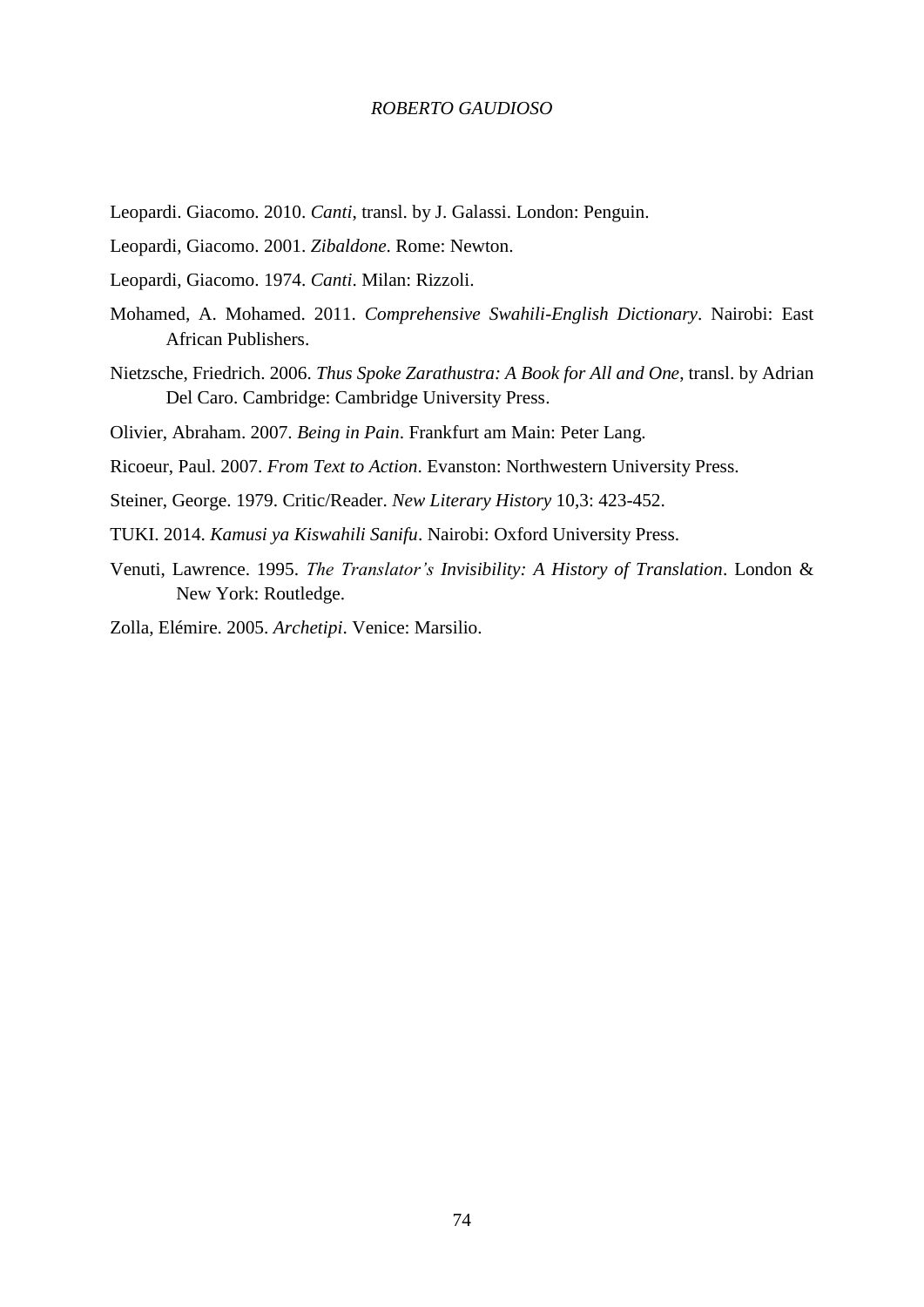Leopardi. Giacomo. 2010. *Canti*, transl. by J. Galassi. London: Penguin.

Leopardi, Giacomo. 2001. *Zibaldone*. Rome: Newton.

Leopardi, Giacomo. 1974. *Canti*. Milan: Rizzoli.

Mohamed, A. Mohamed. 2011. *Comprehensive Swahili-English Dictionary*. Nairobi: East African Publishers.

Nietzsche, Friedrich. 2006. *Thus Spoke Zarathustra: A Book for All and One*, transl. by Adrian Del Caro. Cambridge: Cambridge University Press.

Olivier, Abraham. 2007. *Being in Pain*. Frankfurt am Main: Peter Lang.

Ricoeur, Paul. 2007. *From Text to Action*. Evanston: Northwestern University Press.

Steiner, George. 1979. Critic/Reader. *New Literary History* 10,3: 423-452.

TUKI. 2014. *Kamusi ya Kiswahili Sanifu*. Nairobi: Oxford University Press.

Venuti, Lawrence. 1995. *The Translator's Invisibility: A History of Translation*. London & New York: Routledge.

Zolla, Elémire. 2005. *Archetipi*. Venice: Marsilio.